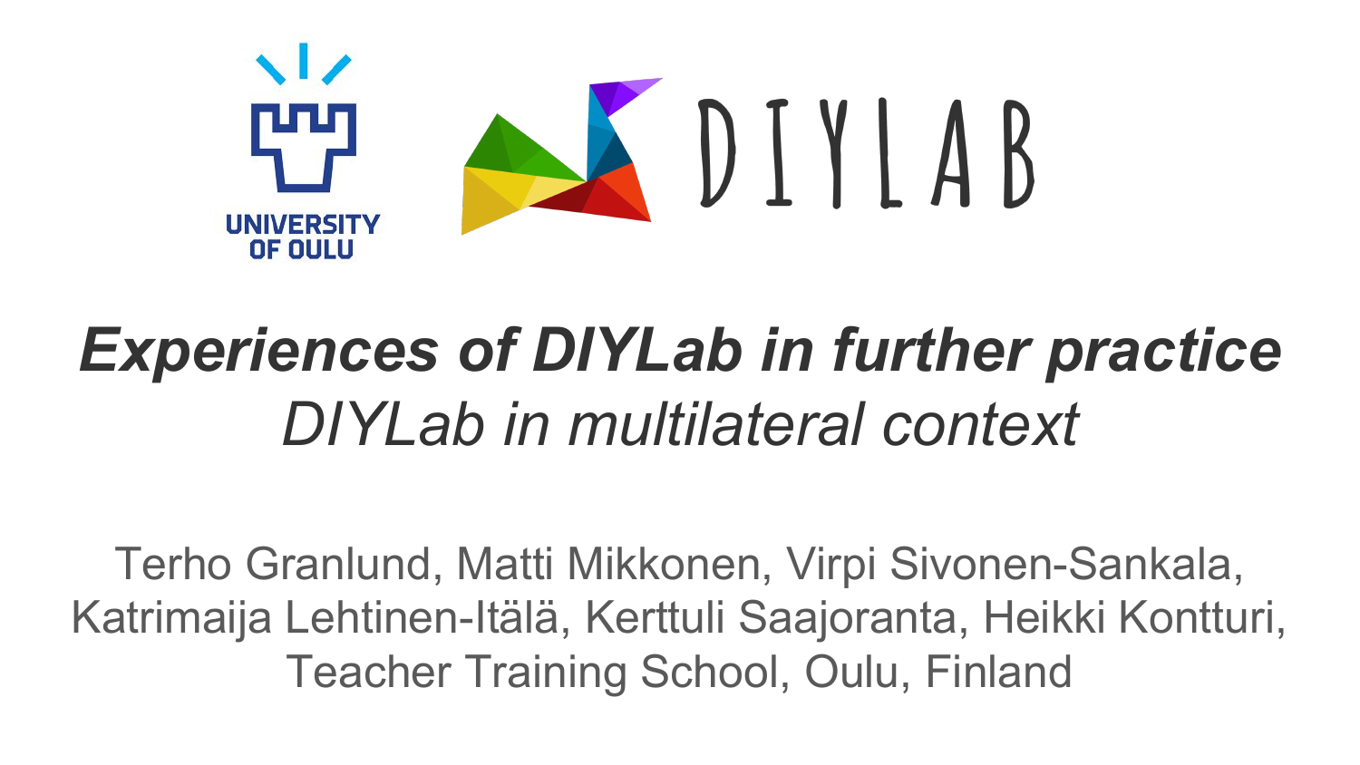UNIVERSITY OF OULU

DIYLAB

# *Experiences of DIYLab in further practice*

## *DIYLab in multilateral context*

Terho Granlund, Matti Mikkonen, Virpi Sivonen-Sankala, Katrimaija Lehtinen-Itälä, Kerttuli Saajoranta, Heikki Kontturi, Teacher Training School, Oulu, Finland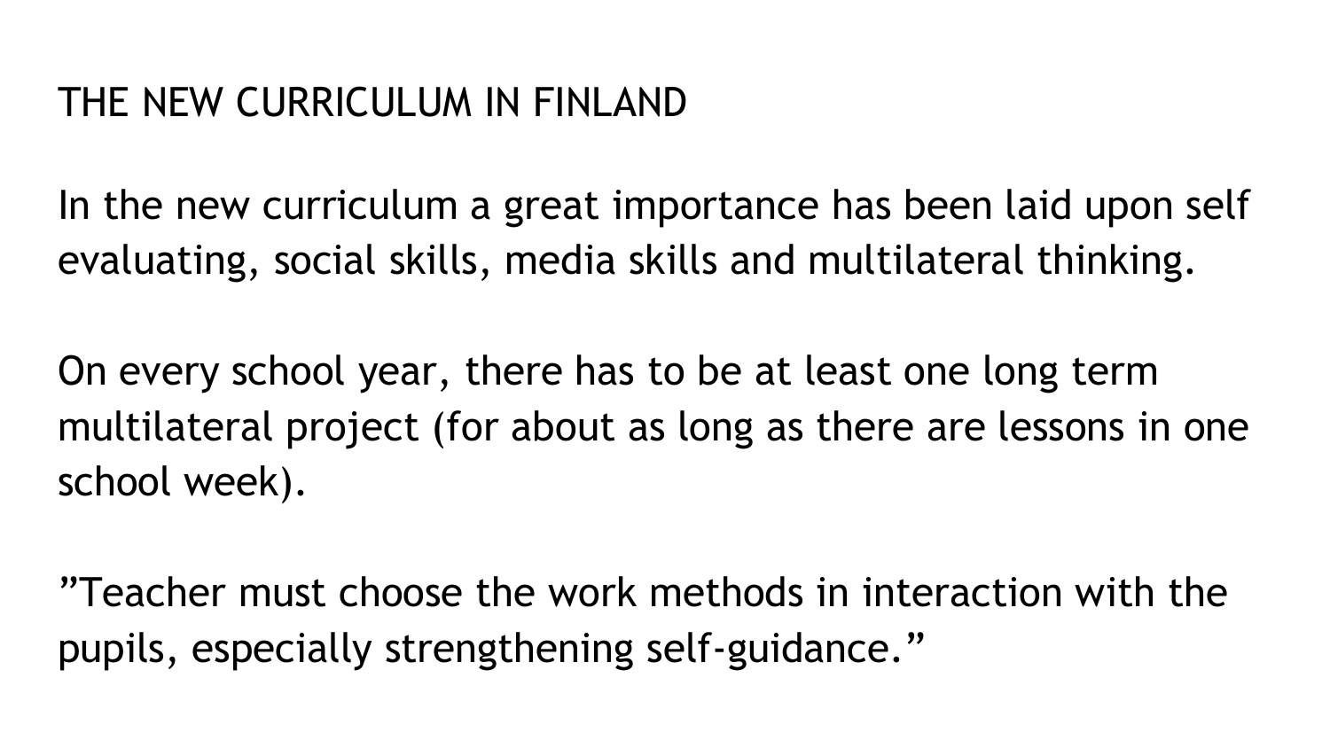# THE NEW CURRICULUM IN FINLAND

In the new curriculum a great importance has been laid upon self evaluating, social skills, media skills and multilateral thinking.

On every school year, there has to be at least one long term multilateral project (for about as long as there are lessons in one school week).

”Teacher must choose the work methods in interaction with the pupils, especially strengthening self-guidance.”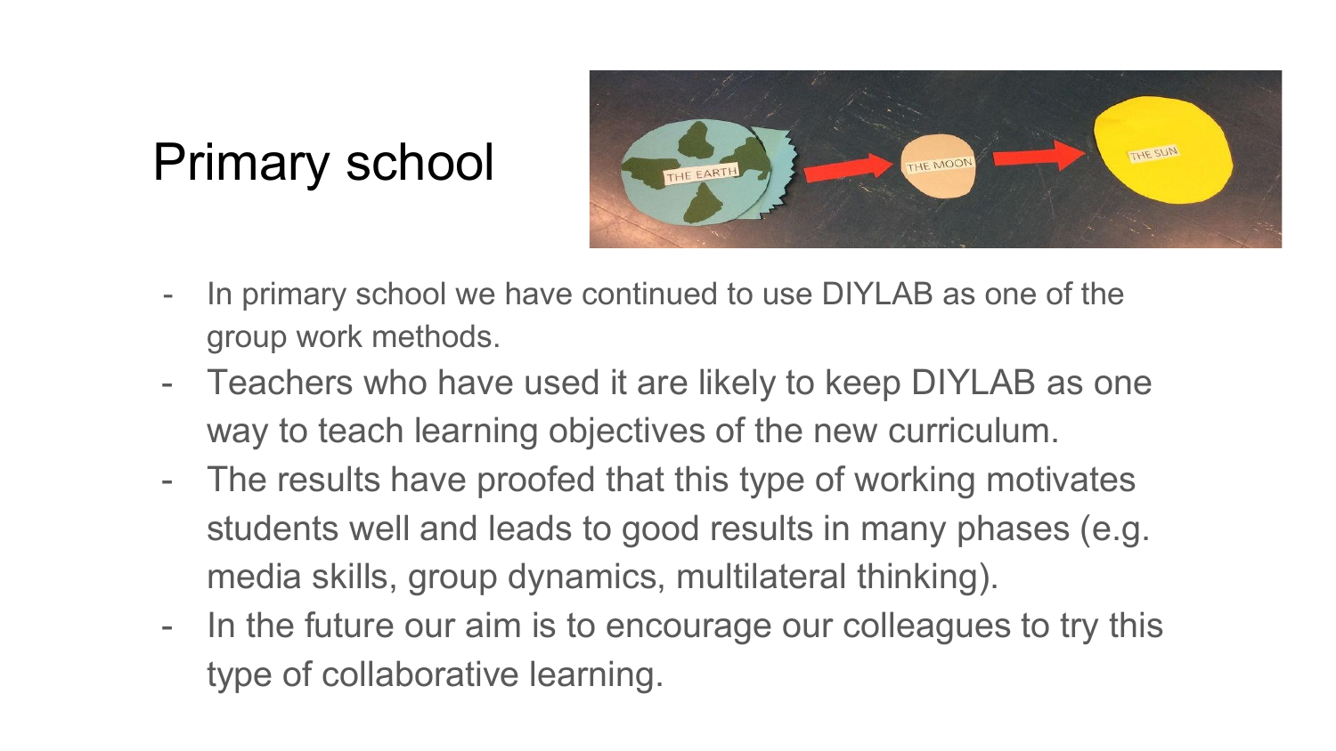# Primary school

- In primary school we have continued to use DIYLAB as one of the group work methods.
- Teachers who have used it are likely to keep DIYLAB as one way to teach learning objectives of the new curriculum.
- The results have proofed that this type of working motivates students well and leads to good results in many phases (e.g. media skills, group dynamics, multilateral thinking).
- In the future our aim is to encourage our colleagues to try this type of collaborative learning.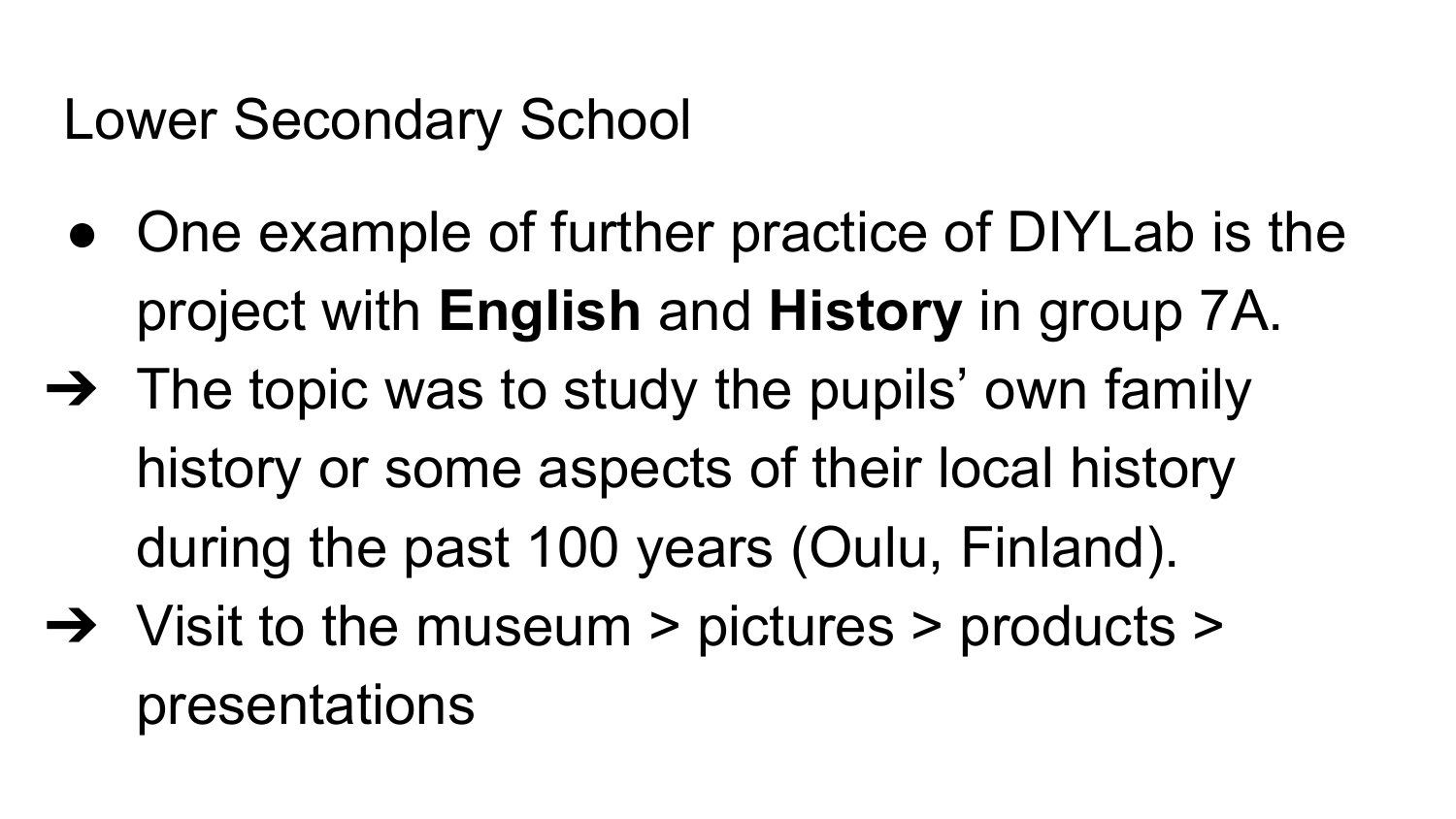## Lower Secondary School

- One example of further practice of DIYLab is the project with **English** and **History** in group 7A.
- ➔ The topic was to study the pupils' own family history or some aspects of their local history during the past 100 years (Oulu, Finland).
- ➔ Visit to the museum > pictures > products > presentations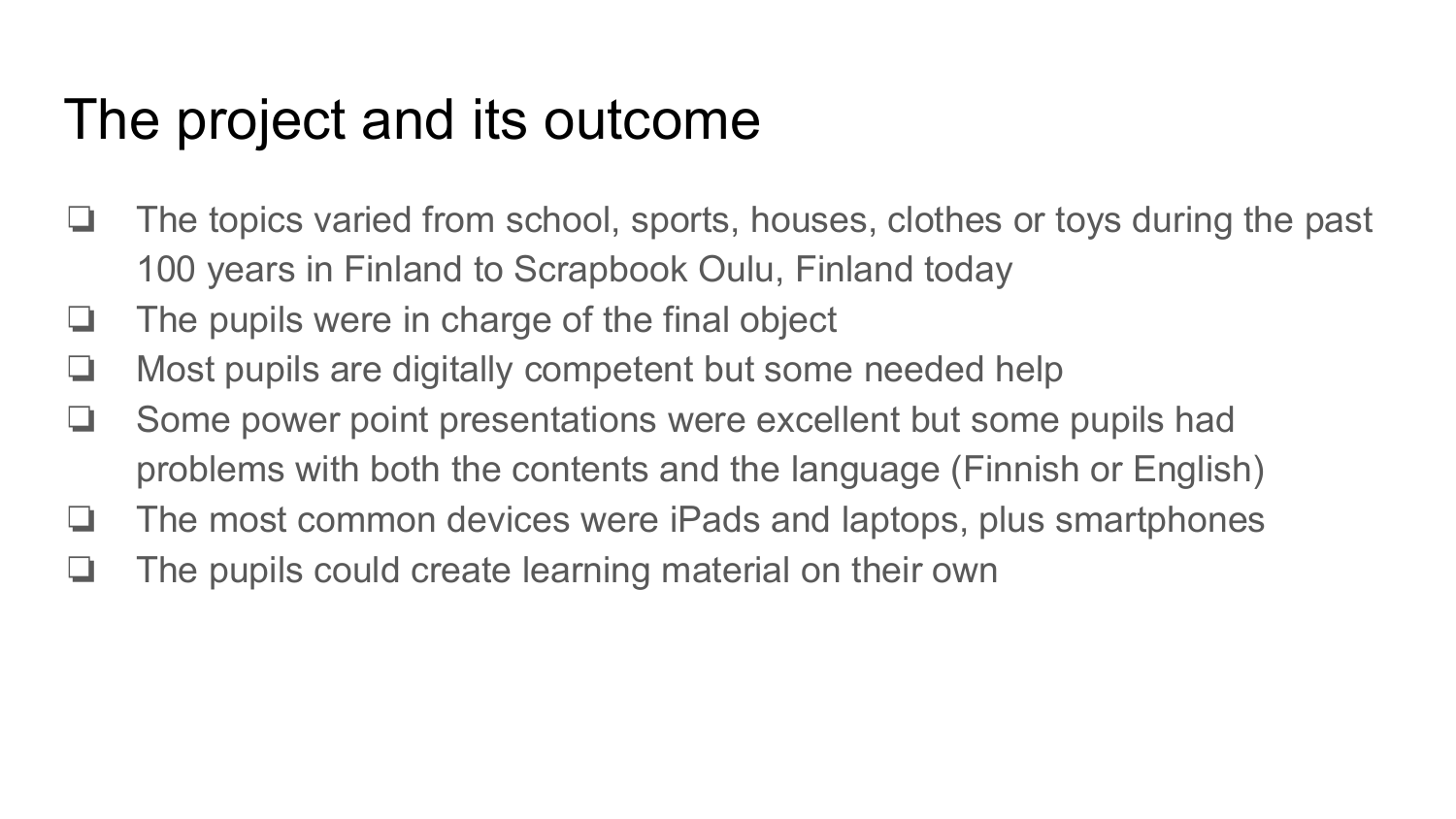# The project and its outcome

- The topics varied from school, sports, houses, clothes or toys during the past 100 years in Finland to Scrapbook Oulu, Finland today
- The pupils were in charge of the final object
- Most pupils are digitally competent but some needed help
- Some power point presentations were excellent but some pupils had problems with both the contents and the language (Finnish or English)
- The most common devices were iPads and laptops, plus smartphones
- The pupils could create learning material on their own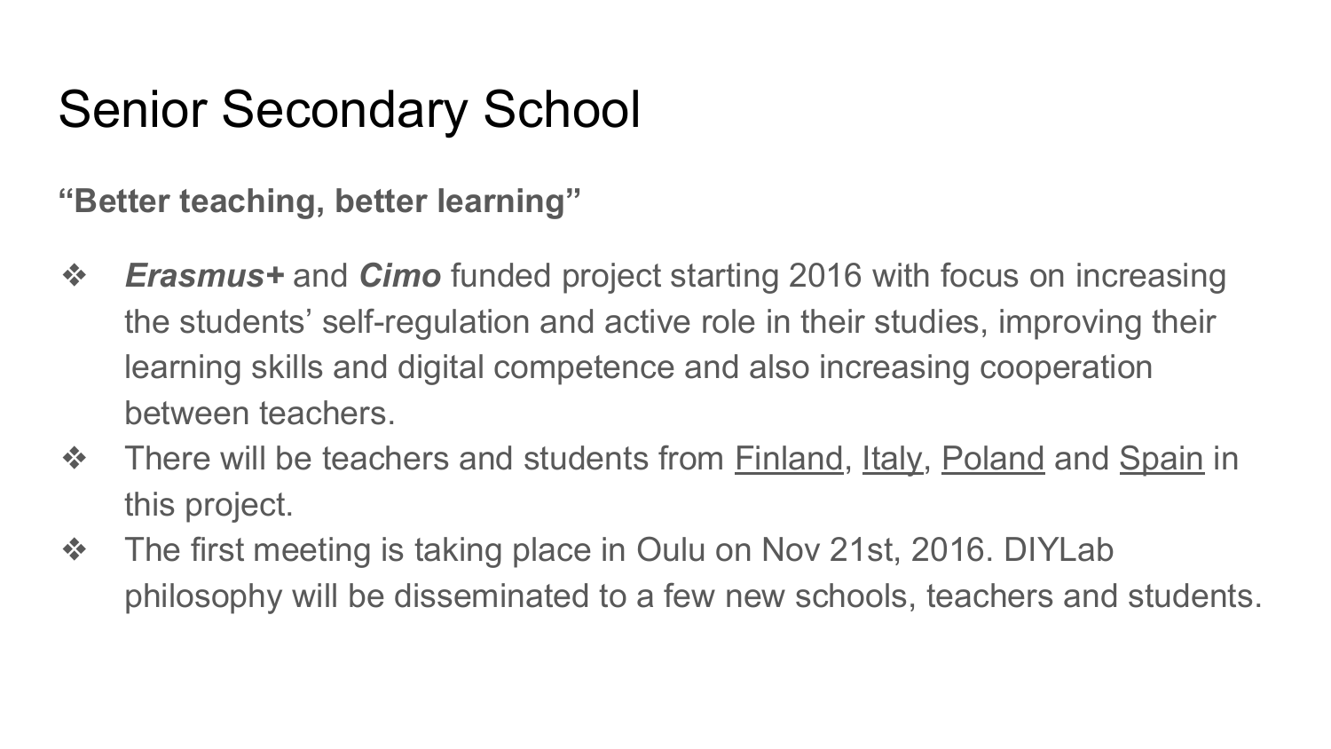# Senior Secondary School

**“Better teaching, better learning”**

- ***Erasmus+*** and ***Cimo*** funded project starting 2016 with focus on increasing the students’ self-regulation and active role in their studies, improving their learning skills and digital competence and also increasing cooperation between teachers.
- There will be teachers and students from Finland, Italy, Poland and Spain in this project.
- The first meeting is taking place in Oulu on Nov 21st, 2016. DIYLab philosophy will be disseminated to a few new schools, teachers and students.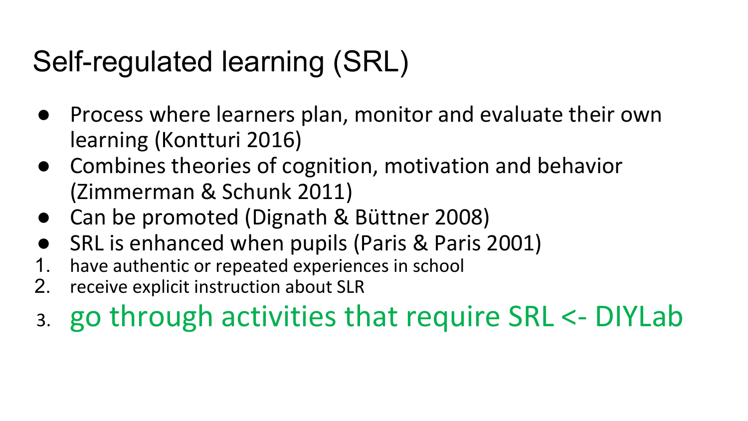# Self-regulated learning (SRL)

- Process where learners plan, monitor and evaluate their own learning (Kontturi 2016)
- Combines theories of cognition, motivation and behavior (Zimmerman & Schunk 2011)
- Can be promoted (Dignath & Büttner 2008)
- SRL is enhanced when pupils (Paris & Paris 2001)

1. have authentic or repeated experiences in school
2. receive explicit instruction about SLR
3. go through activities that require SRL <- DIYLab